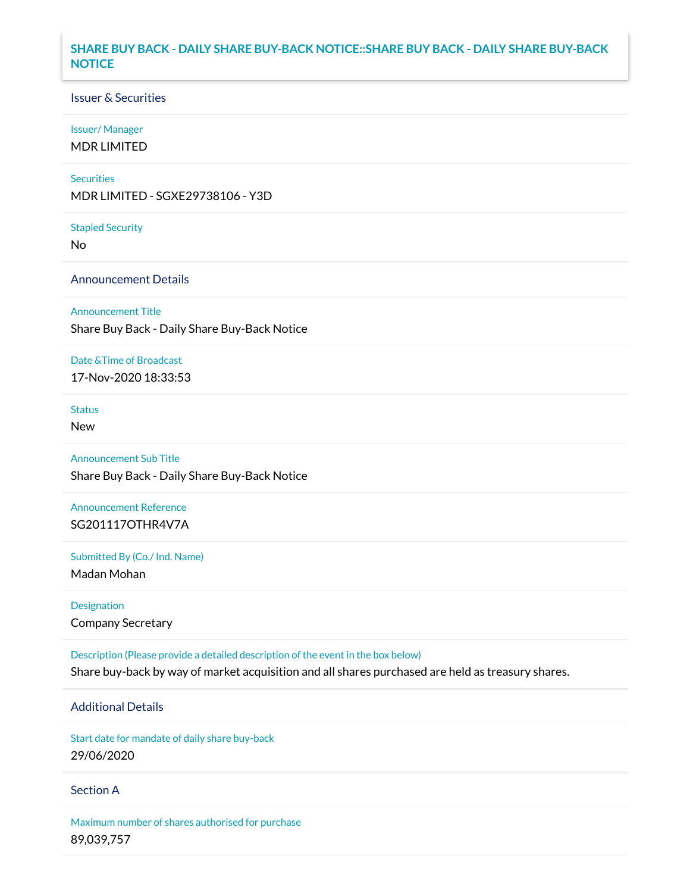# SHARE BUY BACK - DAILY SHARE BUY-BACK NOTICE::SHARE BUY BACK - DAILY SHARE BUY-BACK NOTICE

## Issuer & Securities

**Issuer/ Manager**

MDR LIMITED

**Securities**

MDR LIMITED - SGXE29738106 - Y3D

**Stapled Security**

No

## Announcement Details

**Announcement Title**

Share Buy Back - Daily Share Buy-Back Notice

**Date &Time of Broadcast**

17-Nov-2020 18:33:53

**Status**

New

**Announcement Sub Title**

Share Buy Back - Daily Share Buy-Back Notice

**Announcement Reference**

SG201117OTHR4V7A

**Submitted By (Co./ Ind. Name)**

Madan Mohan

**Designation**

Company Secretary

**Description (Please provide a detailed description of the event in the box below)**

Share buy-back by way of market acquisition and all shares purchased are held as treasury shares.

## Additional Details

**Start date for mandate of daily share buy-back**

29/06/2020

## Section A

**Maximum number of shares authorised for purchase**

89,039,757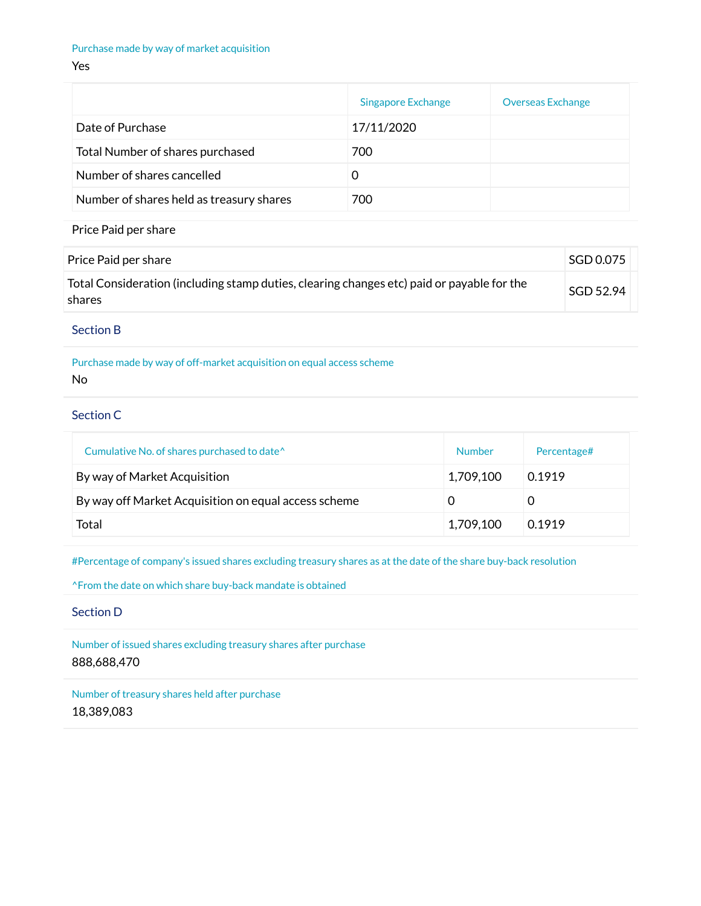Purchase made by way of market acquisition

Yes

| | Singapore Exchange | Overseas Exchange |
|---|---|---|
| Date of Purchase | 17/11/2020 | |
| Total Number of shares purchased | 700 | |
| Number of shares cancelled | 0 | |
| Number of shares held as treasury shares | 700 | |

Price Paid per share

| | |
|---|---|
| Price Paid per share | SGD 0.075 |
| Total Consideration (including stamp duties, clearing changes etc) paid or payable for the shares | SGD 52.94 |

## Section B

Purchase made by way of off-market acquisition on equal access scheme

No

## Section C

| Cumulative No. of shares purchased to date^ | Number | Percentage# |
|---|---|---|
| By way of Market Acquisition | 1,709,100 | 0.1919 |
| By way off Market Acquisition on equal access scheme | 0 | 0 |
| Total | 1,709,100 | 0.1919 |

#Percentage of company's issued shares excluding treasury shares as at the date of the share buy-back resolution

^From the date on which share buy-back mandate is obtained

## Section D

Number of issued shares excluding treasury shares after purchase

888,688,470

Number of treasury shares held after purchase

18,389,083